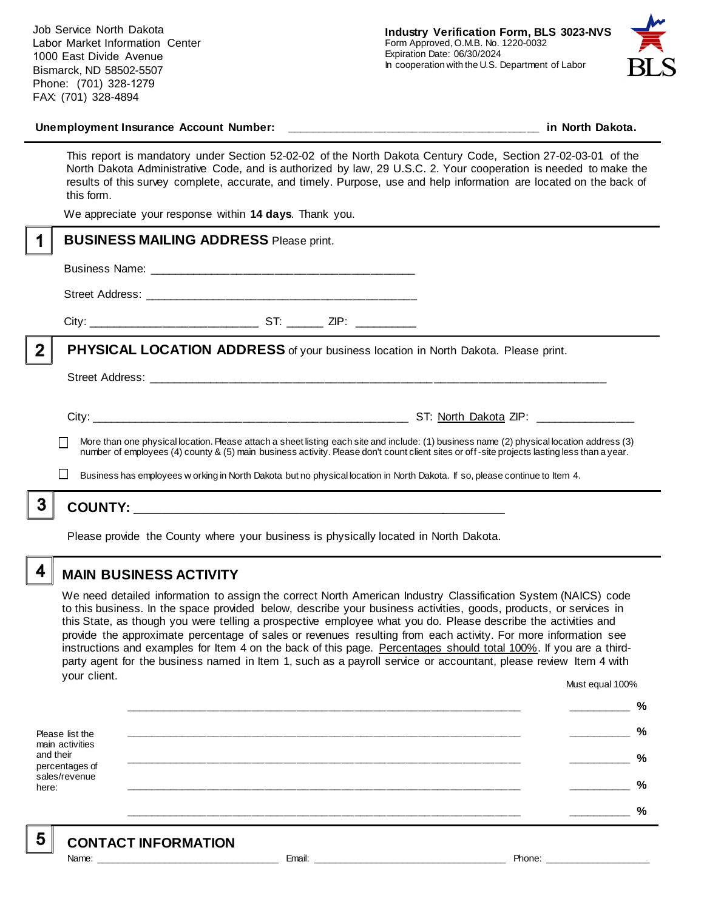Job Service North Dakota
Labor Market Information Center
1000 East Divide Avenue
Bismarck, ND 58502-5507
Phone: (701) 328-1279
FAX: (701) 328-4894

**Industry Verification Form, BLS 3023-NVS**
Form Approved, O.M.B. No. 1220-0032
Expiration Date: 06/30/2024
In cooperation with the U.S. Department of Labor

BLS

**Unemployment Insurance Account Number:** ______________________________________ **in North Dakota.**

This report is mandatory under Section 52-02-02 of the North Dakota Century Code, Section 27-02-03-01 of the North Dakota Administrative Code, and is authorized by law, 29 U.S.C. 2. Your cooperation is needed to make the results of this survey complete, accurate, and timely. Purpose, use and help information are located on the back of this form.

We appreciate your response within **14 days**. Thank you.

## 1 BUSINESS MAILING ADDRESS Please print.

Business Name: ________________________________________

Street Address: ________________________________________

City: _________________________ ST: ______ ZIP: _________

## 2 PHYSICAL LOCATION ADDRESS of your business location in North Dakota. Please print.

Street Address: ______________________________________________________________________

City: _______________________________________________ ST: North Dakota ZIP: ______________

☐ More than one physical location. Please attach a sheet listing each site and include: (1) business name (2) physical location address (3) number of employees (4) county & (5) main business activity. Please don't count client sites or off-site projects lasting less than a year.

☐ Business has employees working in North Dakota but no physical location in North Dakota. If so, please continue to Item 4.

## 3 COUNTY: ____________________________________________________

Please provide the County where your business is physically located in North Dakota.

## 4 MAIN BUSINESS ACTIVITY

We need detailed information to assign the correct North American Industry Classification System (NAICS) code to this business. In the space provided below, describe your business activities, goods, products, or services in this State, as though you were telling a prospective employee what you do. Please describe the activities and provide the approximate percentage of sales or revenues resulting from each activity. For more information see instructions and examples for Item 4 on the back of this page. Percentages should total 100%. If you are a third-party agent for the business named in Item 1, such as a payroll service or accountant, please review Item 4 with your client.

Must equal 100%

Please list the main activities and their percentages of sales/revenue here:

____________________________________________________________ __________ %

____________________________________________________________ __________ %

____________________________________________________________ __________ %

____________________________________________________________ __________ %

____________________________________________________________ __________ %

## 5 CONTACT INFORMATION

Name: ____________________________ Email: ________________________________ Phone: __________________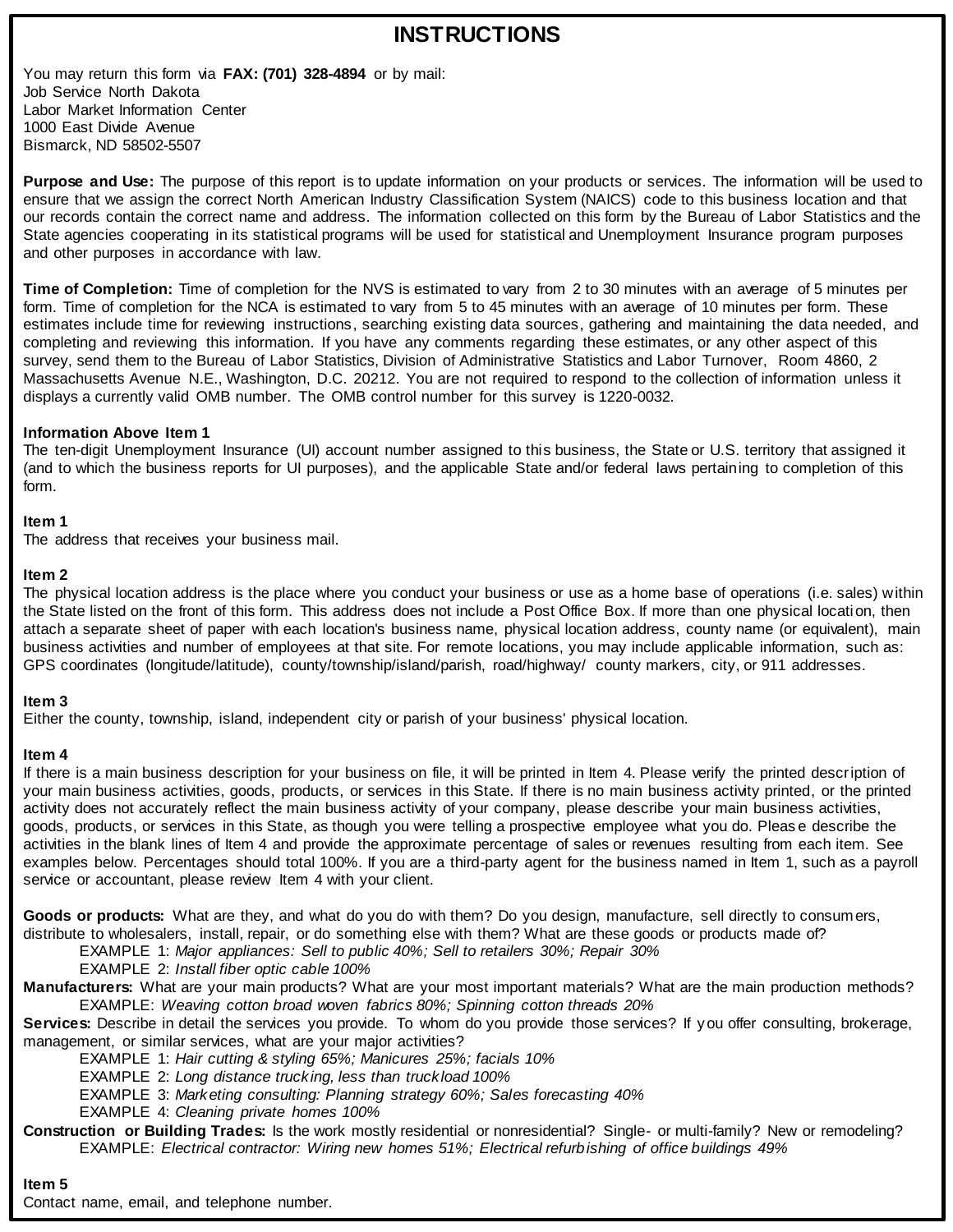# INSTRUCTIONS

You may return this form via **FAX: (701) 328-4894** or by mail:
Job Service North Dakota
Labor Market Information Center
1000 East Divide Avenue
Bismarck, ND 58502-5507

**Purpose and Use:** The purpose of this report is to update information on your products or services. The information will be used to ensure that we assign the correct North American Industry Classification System (NAICS) code to this business location and that our records contain the correct name and address. The information collected on this form by the Bureau of Labor Statistics and the State agencies cooperating in its statistical programs will be used for statistical and Unemployment Insurance program purposes and other purposes in accordance with law.

**Time of Completion:** Time of completion for the NVS is estimated to vary from 2 to 30 minutes with an average of 5 minutes per form. Time of completion for the NCA is estimated to vary from 5 to 45 minutes with an average of 10 minutes per form. These estimates include time for reviewing instructions, searching existing data sources, gathering and maintaining the data needed, and completing and reviewing this information. If you have any comments regarding these estimates, or any other aspect of this survey, send them to the Bureau of Labor Statistics, Division of Administrative Statistics and Labor Turnover, Room 4860, 2 Massachusetts Avenue N.E., Washington, D.C. 20212. You are not required to respond to the collection of information unless it displays a currently valid OMB number. The OMB control number for this survey is 1220-0032.

**Information Above Item 1**
The ten-digit Unemployment Insurance (UI) account number assigned to this business, the State or U.S. territory that assigned it (and to which the business reports for UI purposes), and the applicable State and/or federal laws pertaining to completion of this form.

**Item 1**
The address that receives your business mail.

**Item 2**
The physical location address is the place where you conduct your business or use as a home base of operations (i.e. sales) within the State listed on the front of this form. This address does not include a Post Office Box. If more than one physical location, then attach a separate sheet of paper with each location's business name, physical location address, county name (or equivalent), main business activities and number of employees at that site. For remote locations, you may include applicable information, such as: GPS coordinates (longitude/latitude), county/township/island/parish, road/highway/ county markers, city, or 911 addresses.

**Item 3**
Either the county, township, island, independent city or parish of your business' physical location.

**Item 4**
If there is a main business description for your business on file, it will be printed in Item 4. Please verify the printed description of your main business activities, goods, products, or services in this State. If there is no main business activity printed, or the printed activity does not accurately reflect the main business activity of your company, please describe your main business activities, goods, products, or services in this State, as though you were telling a prospective employee what you do. Please describe the activities in the blank lines of Item 4 and provide the approximate percentage of sales or revenues resulting from each item. See examples below. Percentages should total 100%. If you are a third-party agent for the business named in Item 1, such as a payroll service or accountant, please review Item 4 with your client.

**Goods or products:** What are they, and what do you do with them? Do you design, manufacture, sell directly to consumers, distribute to wholesalers, install, repair, or do something else with them? What are these goods or products made of?
- EXAMPLE 1: *Major appliances: Sell to public 40%; Sell to retailers 30%; Repair 30%*
- EXAMPLE 2: *Install fiber optic cable 100%*

**Manufacturers:** What are your main products? What are your most important materials? What are the main production methods?
- EXAMPLE: *Weaving cotton broad woven fabrics 80%; Spinning cotton threads 20%*

**Services:** Describe in detail the services you provide. To whom do you provide those services? If you offer consulting, brokerage, management, or similar services, what are your major activities?
- EXAMPLE 1: *Hair cutting & styling 65%; Manicures 25%; facials 10%*
- EXAMPLE 2: *Long distance trucking, less than truckload 100%*
- EXAMPLE 3: *Marketing consulting: Planning strategy 60%; Sales forecasting 40%*
- EXAMPLE 4: *Cleaning private homes 100%*

**Construction or Building Trades:** Is the work mostly residential or nonresidential? Single- or multi-family? New or remodeling?
- EXAMPLE: *Electrical contractor: Wiring new homes 51%; Electrical refurbishing of office buildings 49%*

**Item 5**
Contact name, email, and telephone number.